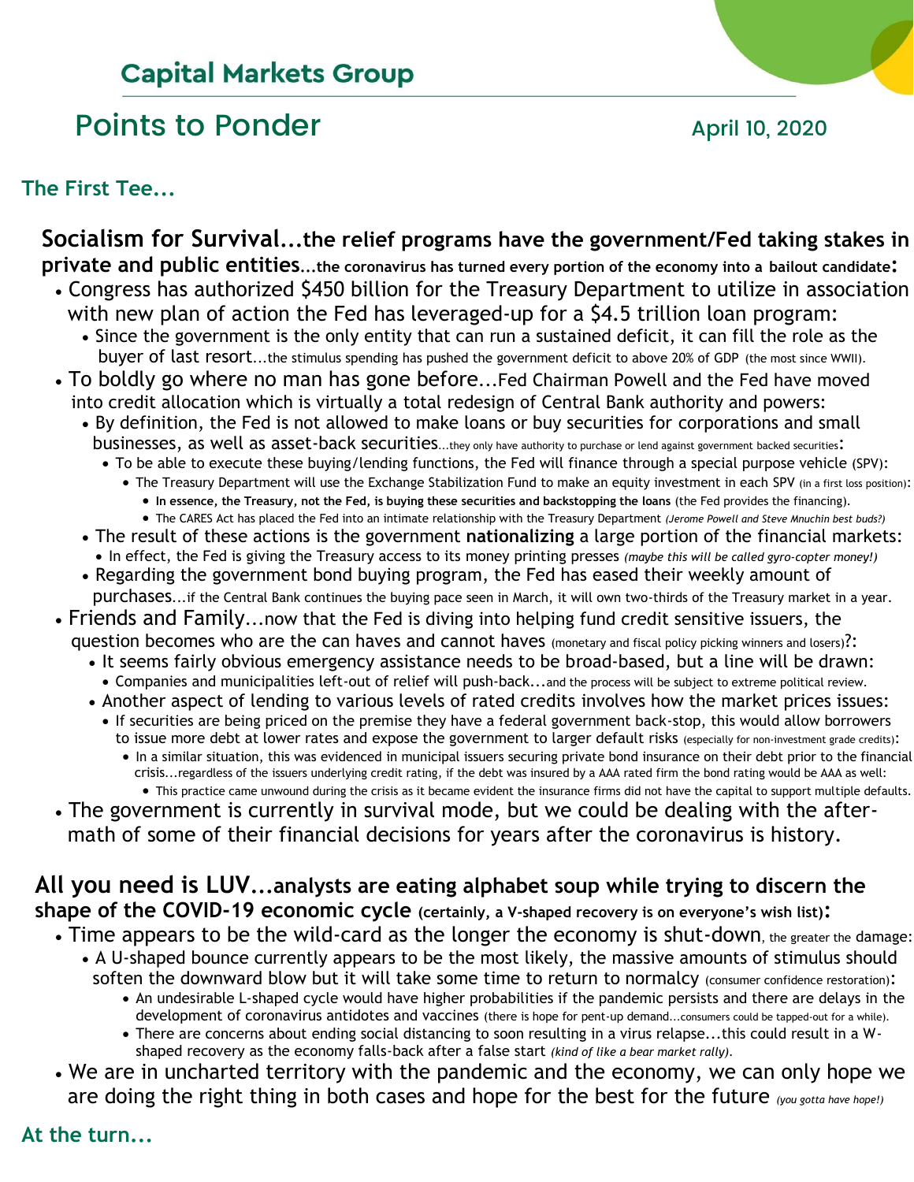## Capital Markets Group

# Points to Ponder

April 10, 2020

### The First Tee...

**Socialism for Survival...the relief programs have the government/Fed taking stakes in private and public entities...the coronavirus has turned every portion of the economy into a bailout candidate:**

- Congress has authorized $450 billion for the Treasury Department to utilize in association with new plan of action the Fed has leveraged-up for a $4.5 trillion loan program:
  - Since the government is the only entity that can run a sustained deficit, it can fill the role as the buyer of last resort...the stimulus spending has pushed the government deficit to above 20% of GDP (the most since WWII).
- To boldly go where no man has gone before...Fed Chairman Powell and the Fed have moved into credit allocation which is virtually a total redesign of Central Bank authority and powers:
  - By definition, the Fed is not allowed to make loans or buy securities for corporations and small businesses, as well as asset-back securities...they only have authority to purchase or lend against government backed securities:
    - To be able to execute these buying/lending functions, the Fed will finance through a special purpose vehicle (SPV):
      - The Treasury Department will use the Exchange Stabilization Fund to make an equity investment in each SPV (in a first loss position):
        - **In essence, the Treasury, not the Fed, is buying these securities and backstopping the loans** (the Fed provides the financing).
        - The CARES Act has placed the Fed into an intimate relationship with the Treasury Department *(Jerome Powell and Steve Mnuchin best buds?)*
  - The result of these actions is the government **nationalizing** a large portion of the financial markets:
    - In effect, the Fed is giving the Treasury access to its money printing presses *(maybe this will be called gyro-copter money!)*
  - Regarding the government bond buying program, the Fed has eased their weekly amount of purchases...if the Central Bank continues the buying pace seen in March, it will own two-thirds of the Treasury market in a year.
- Friends and Family...now that the Fed is diving into helping fund credit sensitive issuers, the question becomes who are the can haves and cannot haves (monetary and fiscal policy picking winners and losers)?:
  - It seems fairly obvious emergency assistance needs to be broad-based, but a line will be drawn:
    - Companies and municipalities left-out of relief will push-back...and the process will be subject to extreme political review.
  - Another aspect of lending to various levels of rated credits involves how the market prices issues:
    - If securities are being priced on the premise they have a federal government back-stop, this would allow borrowers to issue more debt at lower rates and expose the government to larger default risks (especially for non-investment grade credits):
      - In a similar situation, this was evidenced in municipal issuers securing private bond insurance on their debt prior to the financial crisis...regardless of the issuers underlying credit rating, if the debt was insured by a AAA rated firm the bond rating would be AAA as well:
        - This practice came unwound during the crisis as it became evident the insurance firms did not have the capital to support multiple defaults.
- The government is currently in survival mode, but we could be dealing with the after-math of some of their financial decisions for years after the coronavirus is history.

**All you need is LUV...analysts are eating alphabet soup while trying to discern the shape of the COVID-19 economic cycle (certainly, a V-shaped recovery is on everyone's wish list):**

- Time appears to be the wild-card as the longer the economy is shut-down, the greater the damage:
  - A U-shaped bounce currently appears to be the most likely, the massive amounts of stimulus should soften the downward blow but it will take some time to return to normalcy (consumer confidence restoration):
    - An undesirable L-shaped cycle would have higher probabilities if the pandemic persists and there are delays in the development of coronavirus antidotes and vaccines (there is hope for pent-up demand...consumers could be tapped-out for a while).
    - There are concerns about ending social distancing to soon resulting in a virus relapse...this could result in a W-shaped recovery as the economy falls-back after a false start *(kind of like a bear market rally)*.
- We are in uncharted territory with the pandemic and the economy, we can only hope we are doing the right thing in both cases and hope for the best for the future *(you gotta have hope!)*

### At the turn...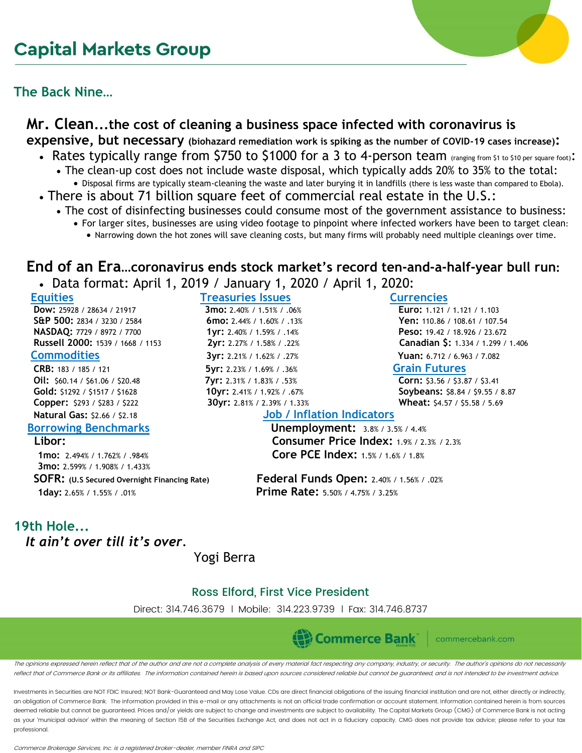# Capital Markets Group

## The Back Nine…

### Mr. Clean...the cost of cleaning a business space infected with coronavirus is expensive, but necessary (biohazard remediation work is spiking as the number of COVID-19 cases increase):

- Rates typically range from $750 to $1000 for a 3 to 4-person team (ranging from $1 to $10 per square foot):
  - The clean-up cost does not include waste disposal, which typically adds 20% to 35% to the total:
    - Disposal firms are typically steam-cleaning the waste and later burying it in landfills (there is less waste than compared to Ebola).
- There is about 71 billion square feet of commercial real estate in the U.S.:
  - The cost of disinfecting businesses could consume most of the government assistance to business:
    - For larger sites, businesses are using video footage to pinpoint where infected workers have been to target clean:
      - Narrowing down the hot zones will save cleaning costs, but many firms will probably need multiple cleanings over time.

### End of an Era…coronavirus ends stock market's record ten-and-a-half-year bull run:

- Data format: April 1, 2019 / January 1, 2020 / April 1, 2020:

**Equities**

**Dow:** 25928 / 28634 / 21917
**S&P 500:** 2834 / 3230 / 2584
**NASDAQ:** 7729 / 8972 / 7700
**Russell 2000:** 1539 / 1668 / 1153

**Commodities**

**CRB:** 183 / 185 / 121
**Oil:** $60.14 / $61.06 / $20.48
**Gold:** $1292 / $1517 / $1628
**Copper:** $293 / $283 / $222
**Natural Gas:** $2.66 / $2.18

**Borrowing Benchmarks**

**Libor:**
**1mo:** 2.494% / 1.762% / .984%
**3mo:** 2.599% / 1.908% / 1.433%
**SOFR:** (U.S Secured Overnight Financing Rate)
**1day:** 2.65% / 1.55% / .01%

**Treasuries Issues**

**3mo:** 2.40% / 1.51% / .06%
**6mo:** 2.44% / 1.60% / .13%
**1yr:** 2.40% / 1.59% / .14%
**2yr:** 2.27% / 1.58% / .22%
**3yr:** 2.21% / 1.62% / .27%
**5yr:** 2.23% / 1.69% / .36%
**7yr:** 2.31% / 1.83% / .53%
**10yr:** 2.41% / 1.92% / .67%
**30yr:** 2.81% / 2.39% / 1.33%

**Currencies**

**Euro:** 1.121 / 1.121 / 1.103
**Yen:** 110.86 / 108.61 / 107.54
**Peso:** 19.42 / 18.926 / 23.672
**Canadian $:** 1.334 / 1.299 / 1.406
**Yuan:** 6.712 / 6.963 / 7.082

**Grain Futures**

**Corn:** $3.56 / $3.87 / $3.41
**Soybeans:** $8.84 / $9.55 / 8.87
**Wheat:** $4.57 / $5.58 / 5.69

**Job / Inflation Indicators**

**Unemployment:** 3.8% / 3.5% / 4.4%
**Consumer Price Index:** 1.9% / 2.3% / 2.3%
**Core PCE Index:** 1.5% / 1.6% / 1.8%

**Federal Funds Open:** 2.40% / 1.56% / .02%
**Prime Rate:** 5.50% / 4.75% / 3.25%

## 19th Hole...

*It ain't over till it's over.*

Yogi Berra

Ross Elford, First Vice President

Direct: 314.746.3679 | Mobile: 314.223.9739 | Fax: 314.746.8737

Commerce Bank | commercebank.com

*The opinions expressed herein reflect that of the author and are not a complete analysis of every material fact respecting any company, industry, or security. The author's opinions do not necessarily reflect that of Commerce Bank or its affiliates. The information contained herein is based upon sources considered reliable but cannot be guaranteed, and is not intended to be investment advice.*

Investments in Securities are NOT FDIC Insured; NOT Bank-Guaranteed and May Lose Value. CDs are direct financial obligations of the issuing financial institution and are not, either directly or indirectly, an obligation of Commerce Bank. The information provided in this e-mail or any attachments is not an official trade confirmation or account statement. Information contained herein is from sources deemed reliable but cannot be guaranteed. Prices and/or yields are subject to change and investments are subject to availability. The Capital Markets Group (CMG) of Commerce Bank is not acting as your 'municipal advisor' within the meaning of Section 15B of the Securities Exchange Act, and does not act in a fiduciary capacity. CMG does not provide tax advice; please refer to your tax professional.

*Commerce Brokerage Services, Inc. is a registered broker-dealer, member FINRA and SIPC*